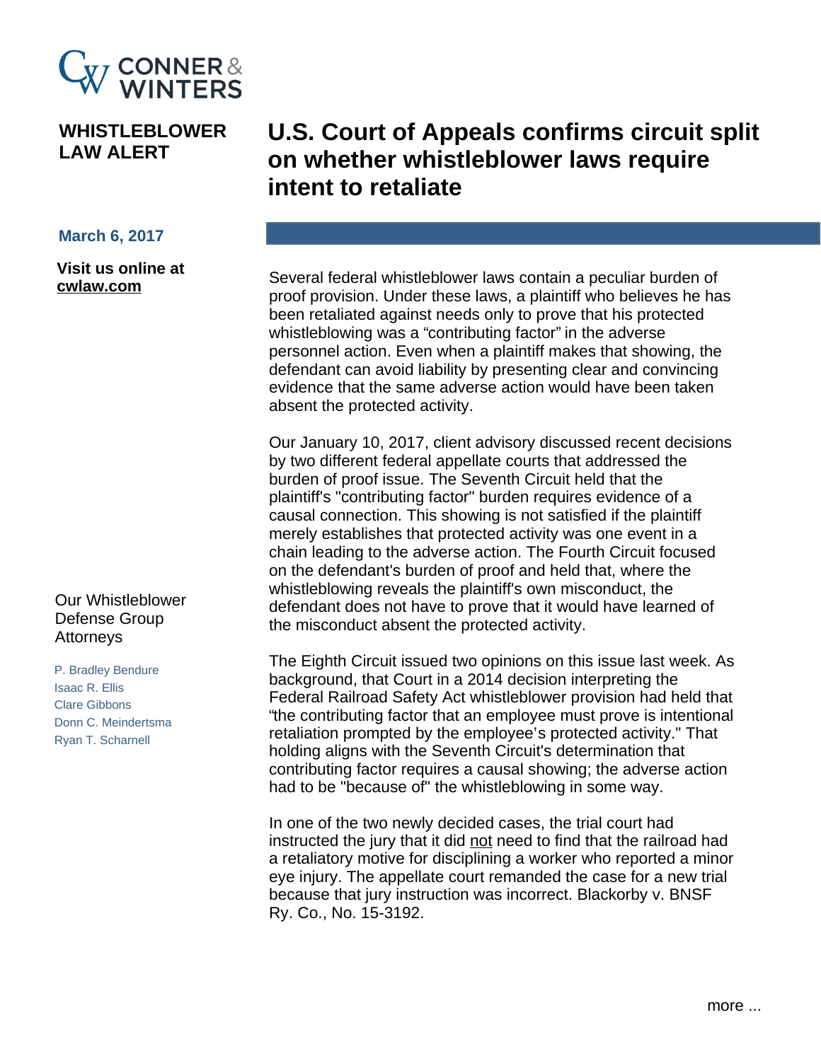CONNER & WINTERS

**WHISTLEBLOWER LAW ALERT**

# U.S. Court of Appeals confirms circuit split on whether whistleblower laws require intent to retaliate

**March 6, 2017**

**Visit us online at [cwlaw.com](cwlaw.com)**

Several federal whistleblower laws contain a peculiar burden of proof provision. Under these laws, a plaintiff who believes he has been retaliated against needs only to prove that his protected whistleblowing was a "contributing factor" in the adverse personnel action. Even when a plaintiff makes that showing, the defendant can avoid liability by presenting clear and convincing evidence that the same adverse action would have been taken absent the protected activity.

Our January 10, 2017, client advisory discussed recent decisions by two different federal appellate courts that addressed the burden of proof issue. The Seventh Circuit held that the plaintiff's "contributing factor" burden requires evidence of a causal connection. This showing is not satisfied if the plaintiff merely establishes that protected activity was one event in a chain leading to the adverse action. The Fourth Circuit focused on the defendant's burden of proof and held that, where the whistleblowing reveals the plaintiff's own misconduct, the defendant does not have to prove that it would have learned of the misconduct absent the protected activity.

The Eighth Circuit issued two opinions on this issue last week. As background, that Court in a 2014 decision interpreting the Federal Railroad Safety Act whistleblower provision had held that "the contributing factor that an employee must prove is intentional retaliation prompted by the employee's protected activity." That holding aligns with the Seventh Circuit's determination that contributing factor requires a causal showing; the adverse action had to be "because of" the whistleblowing in some way.

In one of the two newly decided cases, the trial court had instructed the jury that it did <u>not</u> need to find that the railroad had a retaliatory motive for disciplining a worker who reported a minor eye injury. The appellate court remanded the case for a new trial because that jury instruction was incorrect. Blackorby v. BNSF Ry. Co., No. 15-3192.

Our Whistleblower Defense Group Attorneys

- P. Bradley Bendure
- Isaac R. Ellis
- Clare Gibbons
- Donn C. Meindertsma
- Ryan T. Scharnell

more ...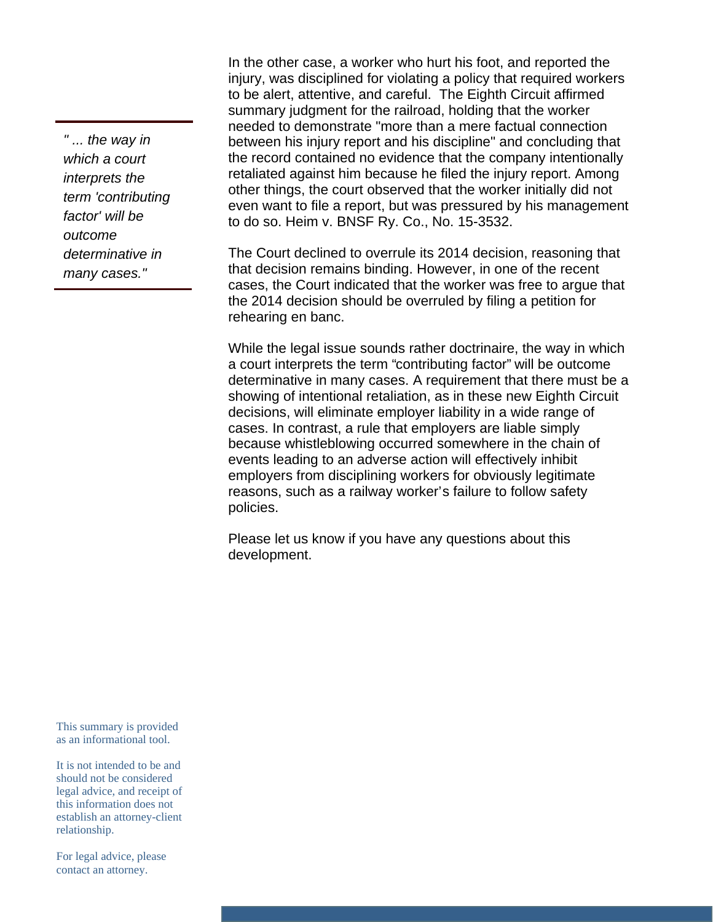In the other case, a worker who hurt his foot, and reported the injury, was disciplined for violating a policy that required workers to be alert, attentive, and careful. The Eighth Circuit affirmed summary judgment for the railroad, holding that the worker needed to demonstrate "more than a mere factual connection between his injury report and his discipline" and concluding that the record contained no evidence that the company intentionally retaliated against him because he filed the injury report. Among other things, the court observed that the worker initially did not even want to file a report, but was pressured by his management to do so. Heim v. BNSF Ry. Co., No. 15-3532.

*" ... the way in which a court interprets the term 'contributing factor' will be outcome determinative in many cases."*

The Court declined to overrule its 2014 decision, reasoning that that decision remains binding. However, in one of the recent cases, the Court indicated that the worker was free to argue that the 2014 decision should be overruled by filing a petition for rehearing en banc.

While the legal issue sounds rather doctrinaire, the way in which a court interprets the term “contributing factor” will be outcome determinative in many cases. A requirement that there must be a showing of intentional retaliation, as in these new Eighth Circuit decisions, will eliminate employer liability in a wide range of cases. In contrast, a rule that employers are liable simply because whistleblowing occurred somewhere in the chain of events leading to an adverse action will effectively inhibit employers from disciplining workers for obviously legitimate reasons, such as a railway worker’s failure to follow safety policies.

Please let us know if you have any questions about this development.

This summary is provided as an informational tool.

It is not intended to be and should not be considered legal advice, and receipt of this information does not establish an attorney-client relationship.

For legal advice, please contact an attorney.